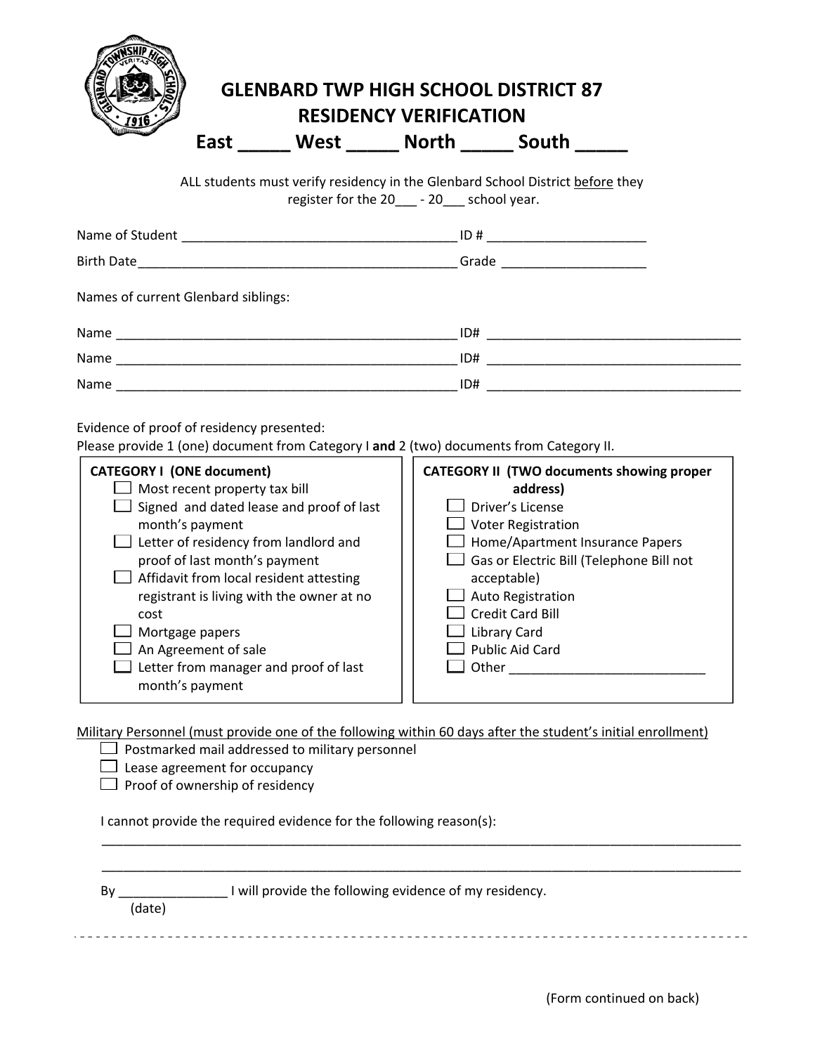# GLENBARD TWP HIGH SCHOOL DISTRICT 87
## RESIDENCY VERIFICATION
## East _____ West _____ North _____ South _____

ALL students must verify residency in the Glenbard School District before they register for the 20___ - 20___ school year.

Name of Student ______________________________________ ID # _____________________

Birth Date____________________________________________ Grade ___________________

Names of current Glenbard siblings:

Name _______________________________________________ ID# ___________________________________

Name _______________________________________________ ID# ___________________________________

Name _______________________________________________ ID# ___________________________________

Evidence of proof of residency presented:
Please provide 1 (one) document from Category I **and** 2 (two) documents from Category II.

**CATEGORY I (ONE document)**

- ☐ Most recent property tax bill
- ☐ Signed and dated lease and proof of last month's payment
- ☐ Letter of residency from landlord and proof of last month's payment
- ☐ Affidavit from local resident attesting registrant is living with the owner at no cost
- ☐ Mortgage papers
- ☐ An Agreement of sale
- ☐ Letter from manager and proof of last month's payment

**CATEGORY II (TWO documents showing proper address)**

- ☐ Driver's License
- ☐ Voter Registration
- ☐ Home/Apartment Insurance Papers
- ☐ Gas or Electric Bill (Telephone Bill not acceptable)
- ☐ Auto Registration
- ☐ Credit Card Bill
- ☐ Library Card
- ☐ Public Aid Card
- ☐ Other ___________________________

Military Personnel (must provide one of the following within 60 days after the student's initial enrollment)

- ☐ Postmarked mail addressed to military personnel
- ☐ Lease agreement for occupancy
- ☐ Proof of ownership of residency

I cannot provide the required evidence for the following reason(s):

_____________________________________________________________________________________

_____________________________________________________________________________________

By _______________ I will provide the following evidence of my residency.
(date)

(Form continued on back)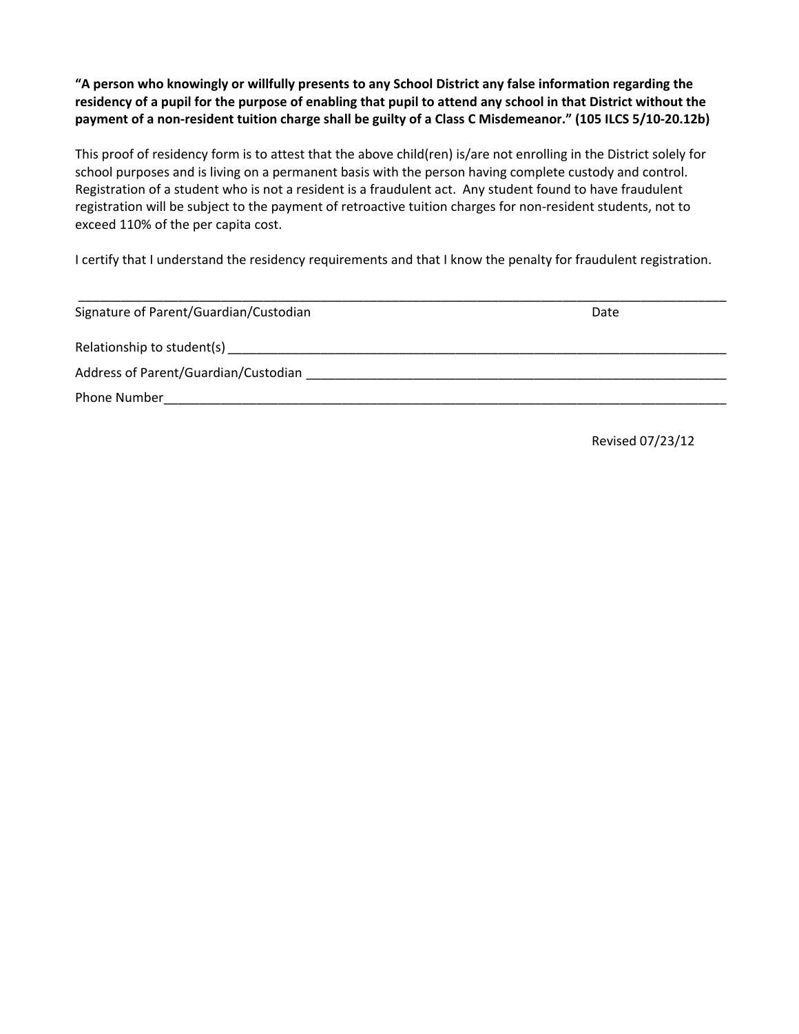**"A person who knowingly or willfully presents to any School District any false information regarding the residency of a pupil for the purpose of enabling that pupil to attend any school in that District without the payment of a non-resident tuition charge shall be guilty of a Class C Misdemeanor." (105 ILCS 5/10-20.12b)**

This proof of residency form is to attest that the above child(ren) is/are not enrolling in the District solely for school purposes and is living on a permanent basis with the person having complete custody and control. Registration of a student who is not a resident is a fraudulent act. Any student found to have fraudulent registration will be subject to the payment of retroactive tuition charges for non-resident students, not to exceed 110% of the per capita cost.

I certify that I understand the residency requirements and that I know the penalty for fraudulent registration.

______________________________________________________________________________________

Signature of Parent/Guardian/Custodian Date

Relationship to student(s) _______________________________________________________________

Address of Parent/Guardian/Custodian _____________________________________________________

Phone Number____________________________________________________________________

Revised 07/23/12